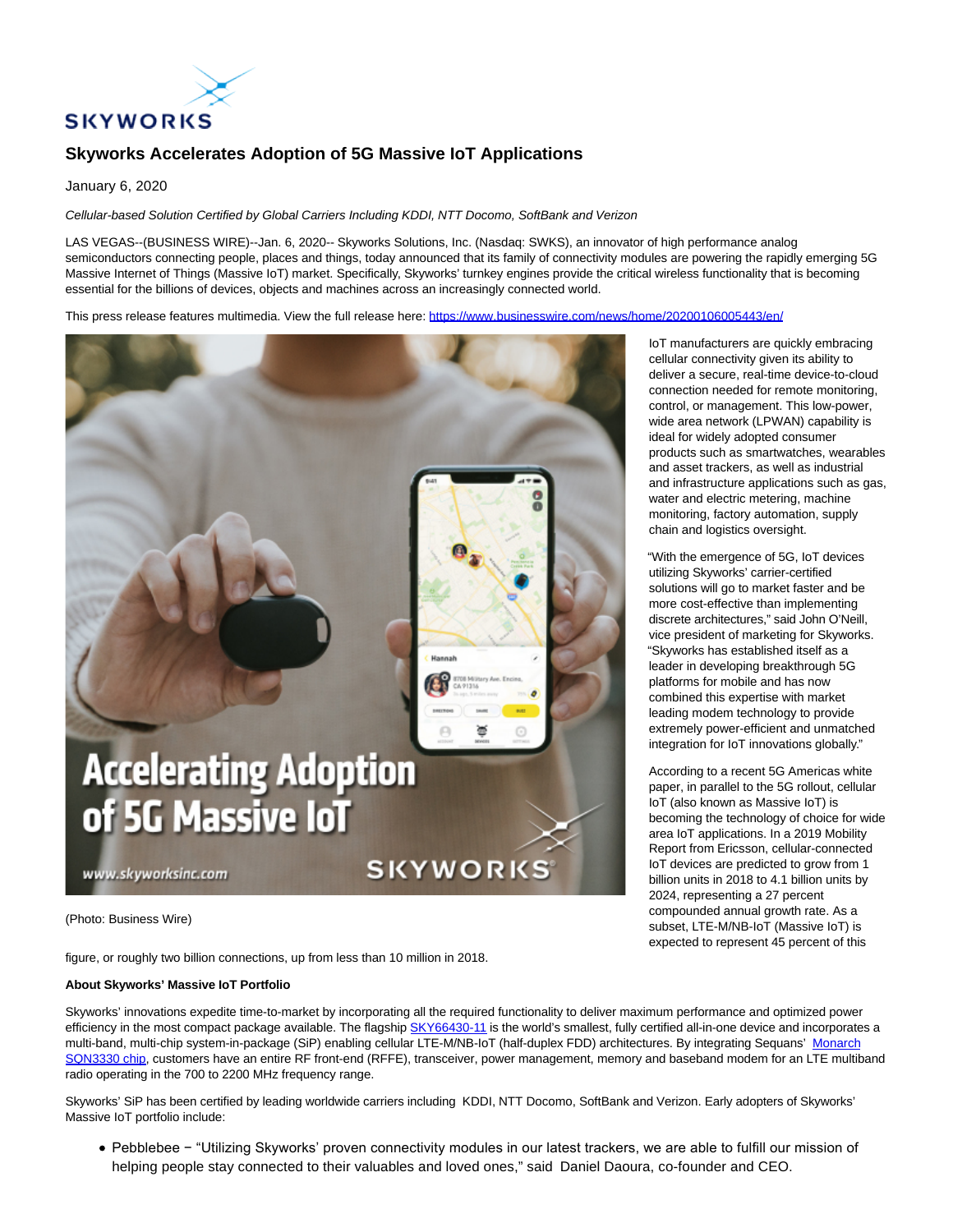# Skyworks Accelerates Adoption of 5G Massive IoT Applications

January 6, 2020

*Cellular-based Solution Certified by Global Carriers Including KDDI, NTT Docomo, SoftBank and Verizon*

LAS VEGAS--(BUSINESS WIRE)--Jan. 6, 2020-- Skyworks Solutions, Inc. (Nasdaq: SWKS), an innovator of high performance analog semiconductors connecting people, places and things, today announced that its family of connectivity modules are powering the rapidly emerging 5G Massive Internet of Things (Massive IoT) market. Specifically, Skyworks' turnkey engines provide the critical wireless functionality that is becoming essential for the billions of devices, objects and machines across an increasingly connected world.

This press release features multimedia. View the full release here: https://www.businesswire.com/news/home/20200106005443/en/

(Photo: Business Wire)

IoT manufacturers are quickly embracing cellular connectivity given its ability to deliver a secure, real-time device-to-cloud connection needed for remote monitoring, control, or management. This low-power, wide area network (LPWAN) capability is ideal for widely adopted consumer products such as smartwatches, wearables and asset trackers, as well as industrial and infrastructure applications such as gas, water and electric metering, machine monitoring, factory automation, supply chain and logistics oversight.

"With the emergence of 5G, IoT devices utilizing Skyworks' carrier-certified solutions will go to market faster and be more cost-effective than implementing discrete architectures," said John O'Neill, vice president of marketing for Skyworks. "Skyworks has established itself as a leader in developing breakthrough 5G platforms for mobile and has now combined this expertise with market leading modem technology to provide extremely power-efficient and unmatched integration for IoT innovations globally."

According to a recent 5G Americas white paper, in parallel to the 5G rollout, cellular IoT (also known as Massive IoT) is becoming the technology of choice for wide area IoT applications. In a 2019 Mobility Report from Ericsson, cellular-connected IoT devices are predicted to grow from 1 billion units in 2018 to 4.1 billion units by 2024, representing a 27 percent compounded annual growth rate. As a subset, LTE-M/NB-IoT (Massive IoT) is expected to represent 45 percent of this figure, or roughly two billion connections, up from less than 10 million in 2018.

**About Skyworks' Massive IoT Portfolio**

Skyworks' innovations expedite time-to-market by incorporating all the required functionality to deliver maximum performance and optimized power efficiency in the most compact package available. The flagship SKY66430-11 is the world's smallest, fully certified all-in-one device and incorporates a multi-band, multi-chip system-in-package (SiP) enabling cellular LTE-M/NB-IoT (half-duplex FDD) architectures. By integrating Sequans' Monarch SQN3330 chip, customers have an entire RF front-end (RFFE), transceiver, power management, memory and baseband modem for an LTE multiband radio operating in the 700 to 2200 MHz frequency range.

Skyworks' SiP has been certified by leading worldwide carriers including KDDI, NTT Docomo, SoftBank and Verizon. Early adopters of Skyworks' Massive IoT portfolio include:

- Pebblebee – "Utilizing Skyworks' proven connectivity modules in our latest trackers, we are able to fulfill our mission of helping people stay connected to their valuables and loved ones," said Daniel Daoura, co-founder and CEO.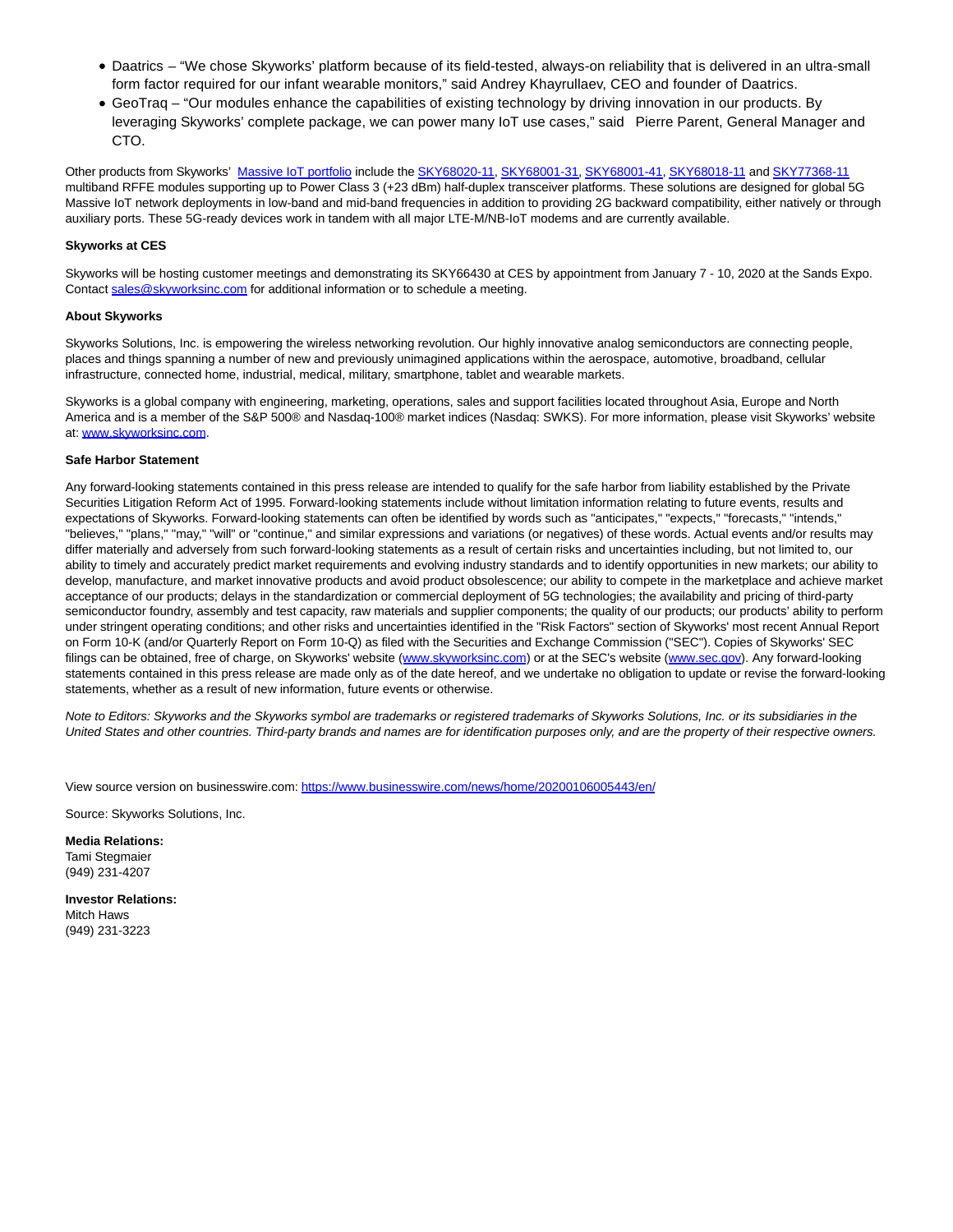- Daatrics – "We chose Skyworks' platform because of its field-tested, always-on reliability that is delivered in an ultra-small form factor required for our infant wearable monitors," said Andrey Khayrullaev, CEO and founder of Daatrics.
- GeoTraq – "Our modules enhance the capabilities of existing technology by driving innovation in our products. By leveraging Skyworks' complete package, we can power many IoT use cases," said Pierre Parent, General Manager and CTO.

Other products from Skyworks' Massive IoT portfolio include the SKY68020-11, SKY68001-31, SKY68001-41, SKY68018-11 and SKY77368-11 multiband RFFE modules supporting up to Power Class 3 (+23 dBm) half-duplex transceiver platforms. These solutions are designed for global 5G Massive IoT network deployments in low-band and mid-band frequencies in addition to providing 2G backward compatibility, either natively or through auxiliary ports. These 5G-ready devices work in tandem with all major LTE-M/NB-IoT modems and are currently available.

**Skyworks at CES**

Skyworks will be hosting customer meetings and demonstrating its SKY66430 at CES by appointment from January 7 - 10, 2020 at the Sands Expo. Contact sales@skyworksinc.com for additional information or to schedule a meeting.

**About Skyworks**

Skyworks Solutions, Inc. is empowering the wireless networking revolution. Our highly innovative analog semiconductors are connecting people, places and things spanning a number of new and previously unimagined applications within the aerospace, automotive, broadband, cellular infrastructure, connected home, industrial, medical, military, smartphone, tablet and wearable markets.

Skyworks is a global company with engineering, marketing, operations, sales and support facilities located throughout Asia, Europe and North America and is a member of the S&P 500® and Nasdaq-100® market indices (Nasdaq: SWKS). For more information, please visit Skyworks' website at: www.skyworksinc.com.

**Safe Harbor Statement**

Any forward-looking statements contained in this press release are intended to qualify for the safe harbor from liability established by the Private Securities Litigation Reform Act of 1995. Forward-looking statements include without limitation information relating to future events, results and expectations of Skyworks. Forward-looking statements can often be identified by words such as "anticipates," "expects," "forecasts," "intends," "believes," "plans," "may," "will" or "continue," and similar expressions and variations (or negatives) of these words. Actual events and/or results may differ materially and adversely from such forward-looking statements as a result of certain risks and uncertainties including, but not limited to, our ability to timely and accurately predict market requirements and evolving industry standards and to identify opportunities in new markets; our ability to develop, manufacture, and market innovative products and avoid product obsolescence; our ability to compete in the marketplace and achieve market acceptance of our products; delays in the standardization or commercial deployment of 5G technologies; the availability and pricing of third-party semiconductor foundry, assembly and test capacity, raw materials and supplier components; the quality of our products; our products' ability to perform under stringent operating conditions; and other risks and uncertainties identified in the "Risk Factors" section of Skyworks' most recent Annual Report on Form 10-K (and/or Quarterly Report on Form 10-Q) as filed with the Securities and Exchange Commission ("SEC"). Copies of Skyworks' SEC filings can be obtained, free of charge, on Skyworks' website (www.skyworksinc.com) or at the SEC's website (www.sec.gov). Any forward-looking statements contained in this press release are made only as of the date hereof, and we undertake no obligation to update or revise the forward-looking statements, whether as a result of new information, future events or otherwise.

*Note to Editors: Skyworks and the Skyworks symbol are trademarks or registered trademarks of Skyworks Solutions, Inc. or its subsidiaries in the United States and other countries. Third-party brands and names are for identification purposes only, and are the property of their respective owners.*

View source version on businesswire.com: https://www.businesswire.com/news/home/20200106005443/en/

Source: Skyworks Solutions, Inc.

**Media Relations:**
Tami Stegmaier
(949) 231-4207

**Investor Relations:**
Mitch Haws
(949) 231-3223